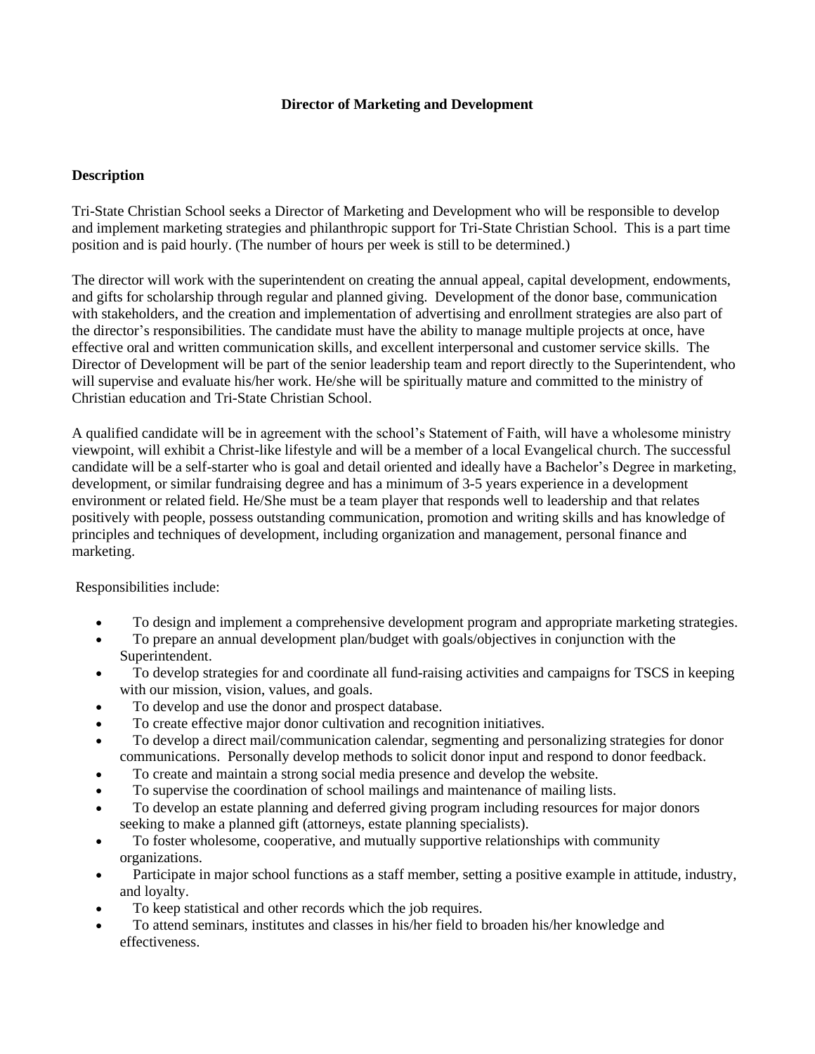**Director of Marketing and Development**

**Description**

Tri-State Christian School seeks a Director of Marketing and Development who will be responsible to develop and implement marketing strategies and philanthropic support for Tri-State Christian School. This is a part time position and is paid hourly. (The number of hours per week is still to be determined.)

The director will work with the superintendent on creating the annual appeal, capital development, endowments, and gifts for scholarship through regular and planned giving. Development of the donor base, communication with stakeholders, and the creation and implementation of advertising and enrollment strategies are also part of the director's responsibilities. The candidate must have the ability to manage multiple projects at once, have effective oral and written communication skills, and excellent interpersonal and customer service skills. The Director of Development will be part of the senior leadership team and report directly to the Superintendent, who will supervise and evaluate his/her work. He/she will be spiritually mature and committed to the ministry of Christian education and Tri-State Christian School.

A qualified candidate will be in agreement with the school's Statement of Faith, will have a wholesome ministry viewpoint, will exhibit a Christ-like lifestyle and will be a member of a local Evangelical church. The successful candidate will be a self-starter who is goal and detail oriented and ideally have a Bachelor's Degree in marketing, development, or similar fundraising degree and has a minimum of 3-5 years experience in a development environment or related field. He/She must be a team player that responds well to leadership and that relates positively with people, possess outstanding communication, promotion and writing skills and has knowledge of principles and techniques of development, including organization and management, personal finance and marketing.

Responsibilities include:

- To design and implement a comprehensive development program and appropriate marketing strategies.
- To prepare an annual development plan/budget with goals/objectives in conjunction with the Superintendent.
- To develop strategies for and coordinate all fund-raising activities and campaigns for TSCS in keeping with our mission, vision, values, and goals.
- To develop and use the donor and prospect database.
- To create effective major donor cultivation and recognition initiatives.
- To develop a direct mail/communication calendar, segmenting and personalizing strategies for donor communications. Personally develop methods to solicit donor input and respond to donor feedback.
- To create and maintain a strong social media presence and develop the website.
- To supervise the coordination of school mailings and maintenance of mailing lists.
- To develop an estate planning and deferred giving program including resources for major donors seeking to make a planned gift (attorneys, estate planning specialists).
- To foster wholesome, cooperative, and mutually supportive relationships with community organizations.
- Participate in major school functions as a staff member, setting a positive example in attitude, industry, and loyalty.
- To keep statistical and other records which the job requires.
- To attend seminars, institutes and classes in his/her field to broaden his/her knowledge and effectiveness.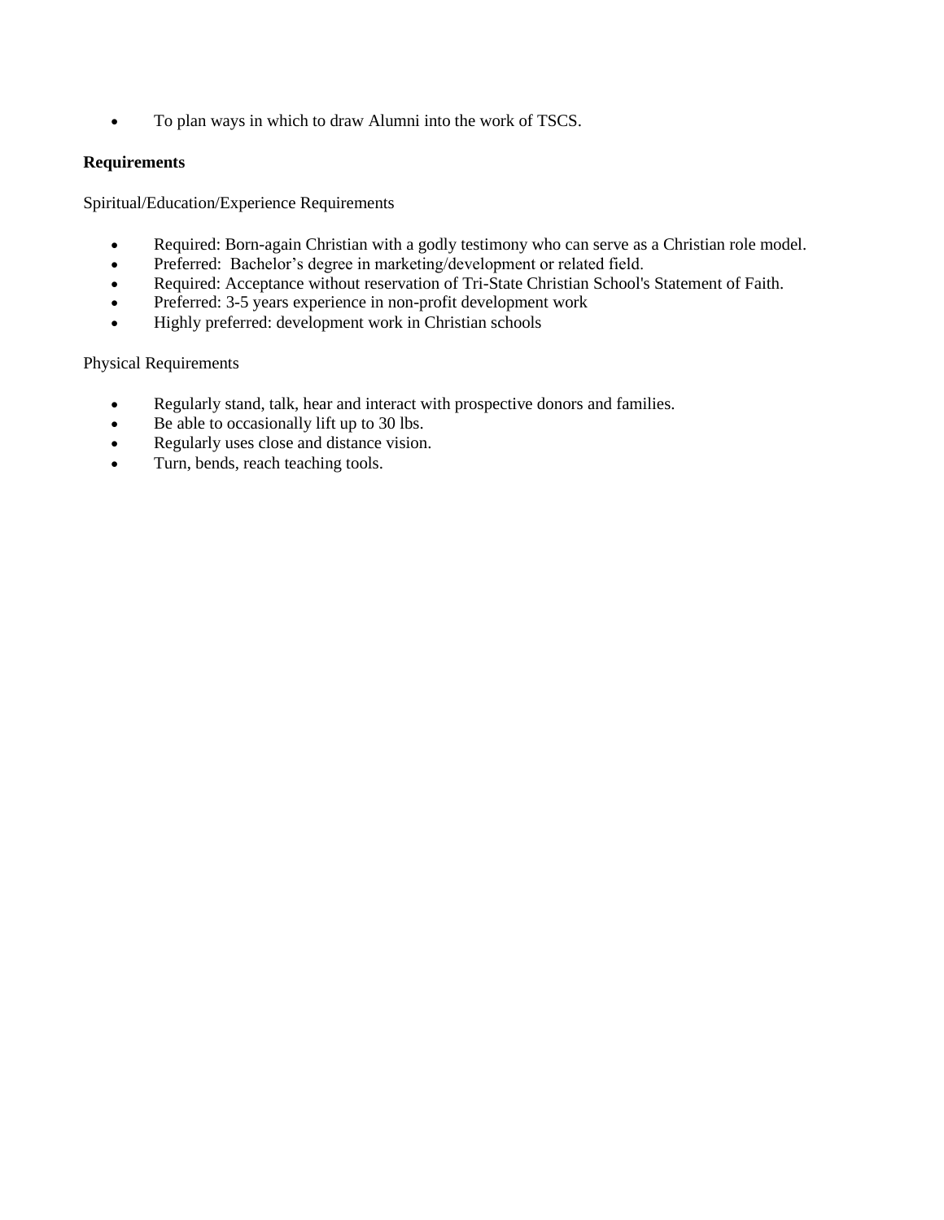- To plan ways in which to draw Alumni into the work of TSCS.

**Requirements**

Spiritual/Education/Experience Requirements

- Required: Born-again Christian with a godly testimony who can serve as a Christian role model.
- Preferred:  Bachelor's degree in marketing/development or related field.
- Required: Acceptance without reservation of Tri-State Christian School's Statement of Faith.
- Preferred: 3-5 years experience in non-profit development work
- Highly preferred: development work in Christian schools

Physical Requirements

- Regularly stand, talk, hear and interact with prospective donors and families.
- Be able to occasionally lift up to 30 lbs.
- Regularly uses close and distance vision.
- Turn, bends, reach teaching tools.